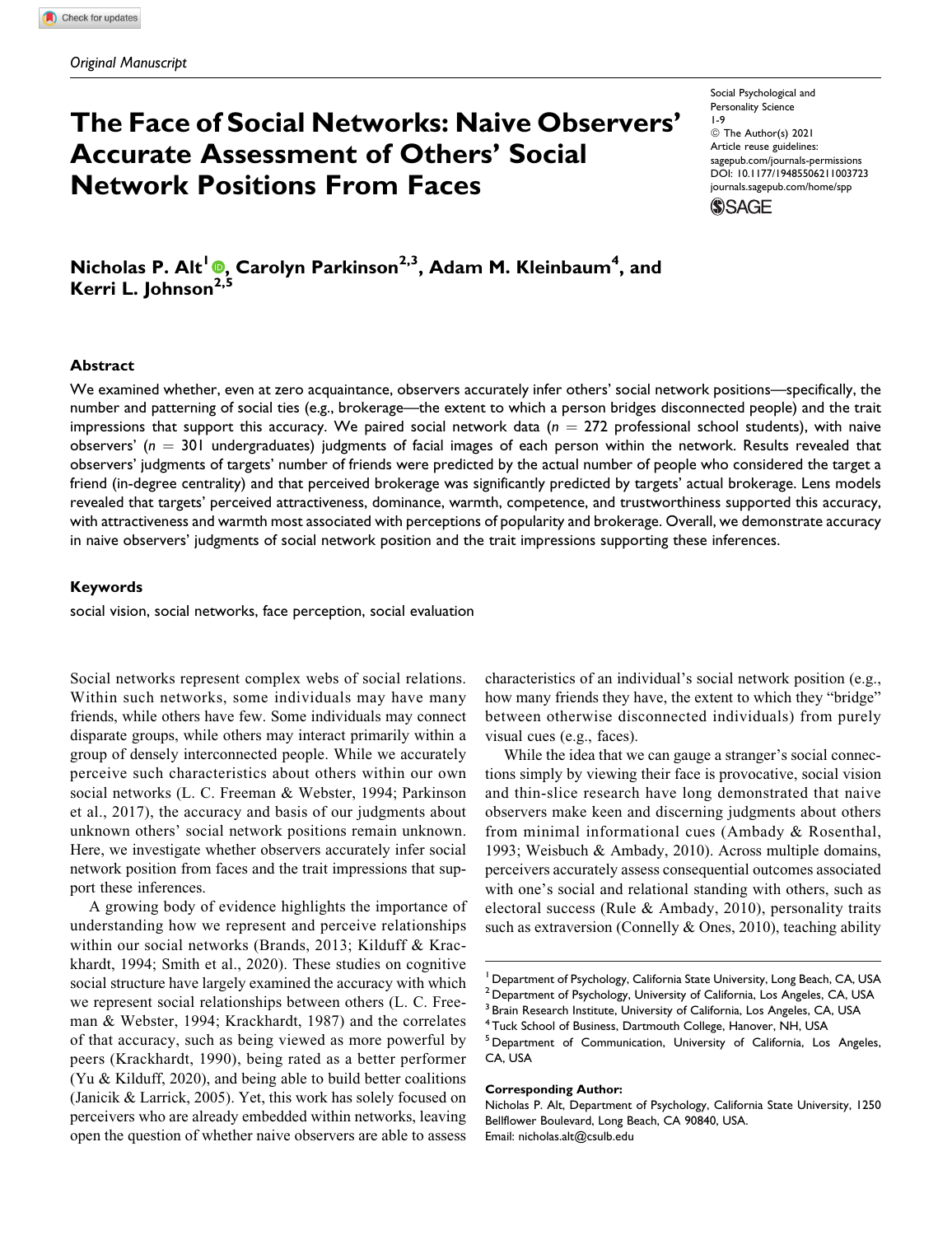*Original Manuscript*

# The Face of Social Networks: Naive Observers' Accurate Assessment of Others' Social Network Positions From Faces

Social Psychological and Personality Science
1-9
© The Author(s) 2021
Article reuse guidelines: sagepub.com/journals-permissions
DOI: 10.1177/19485506211003723
journals.sagepub.com/home/spp

**Nicholas P. Alt[1], Carolyn Parkinson[2,3], Adam M. Kleinbaum[4], and Kerri L. Johnson[2,5]**

## Abstract

We examined whether, even at zero acquaintance, observers accurately infer others' social network positions—specifically, the number and patterning of social ties (e.g., brokerage—the extent to which a person bridges disconnected people) and the trait impressions that support this accuracy. We paired social network data ($n = 272$ professional school students), with naive observers' ($n = 301$ undergraduates) judgments of facial images of each person within the network. Results revealed that observers' judgments of targets' number of friends were predicted by the actual number of people who considered the target a friend (in-degree centrality) and that perceived brokerage was significantly predicted by targets' actual brokerage. Lens models revealed that targets' perceived attractiveness, dominance, warmth, competence, and trustworthiness supported this accuracy, with attractiveness and warmth most associated with perceptions of popularity and brokerage. Overall, we demonstrate accuracy in naive observers' judgments of social network position and the trait impressions supporting these inferences.

## Keywords

social vision, social networks, face perception, social evaluation

Social networks represent complex webs of social relations. Within such networks, some individuals may have many friends, while others have few. Some individuals may connect disparate groups, while others may interact primarily within a group of densely interconnected people. While we accurately perceive such characteristics about others within our own social networks (L. C. Freeman & Webster, 1994; Parkinson et al., 2017), the accuracy and basis of our judgments about unknown others' social network positions remain unknown. Here, we investigate whether observers accurately infer social network position from faces and the trait impressions that support these inferences.

A growing body of evidence highlights the importance of understanding how we represent and perceive relationships within our social networks (Brands, 2013; Kilduff & Krackhardt, 1994; Smith et al., 2020). These studies on cognitive social structure have largely examined the accuracy with which we represent social relationships between others (L. C. Freeman & Webster, 1994; Krackhardt, 1987) and the correlates of that accuracy, such as being viewed as more powerful by peers (Krackhardt, 1990), being rated as a better performer (Yu & Kilduff, 2020), and being able to build better coalitions (Janicik & Larrick, 2005). Yet, this work has solely focused on perceivers who are already embedded within networks, leaving open the question of whether naive observers are able to assess characteristics of an individual's social network position (e.g., how many friends they have, the extent to which they "bridge" between otherwise disconnected individuals) from purely visual cues (e.g., faces).

While the idea that we can gauge a stranger's social connections simply by viewing their face is provocative, social vision and thin-slice research have long demonstrated that naive observers make keen and discerning judgments about others from minimal informational cues (Ambady & Rosenthal, 1993; Weisbuch & Ambady, 2010). Across multiple domains, perceivers accurately assess consequential outcomes associated with one's social and relational standing with others, such as electoral success (Rule & Ambady, 2010), personality traits such as extraversion (Connelly & Ones, 2010), teaching ability

[1] Department of Psychology, California State University, Long Beach, CA, USA
[2] Department of Psychology, University of California, Los Angeles, CA, USA
[3] Brain Research Institute, University of California, Los Angeles, CA, USA
[4] Tuck School of Business, Dartmouth College, Hanover, NH, USA
[5] Department of Communication, University of California, Los Angeles, CA, USA

**Corresponding Author:**
Nicholas P. Alt, Department of Psychology, California State University, 1250 Bellflower Boulevard, Long Beach, CA 90840, USA.
Email: nicholas.alt@csulb.edu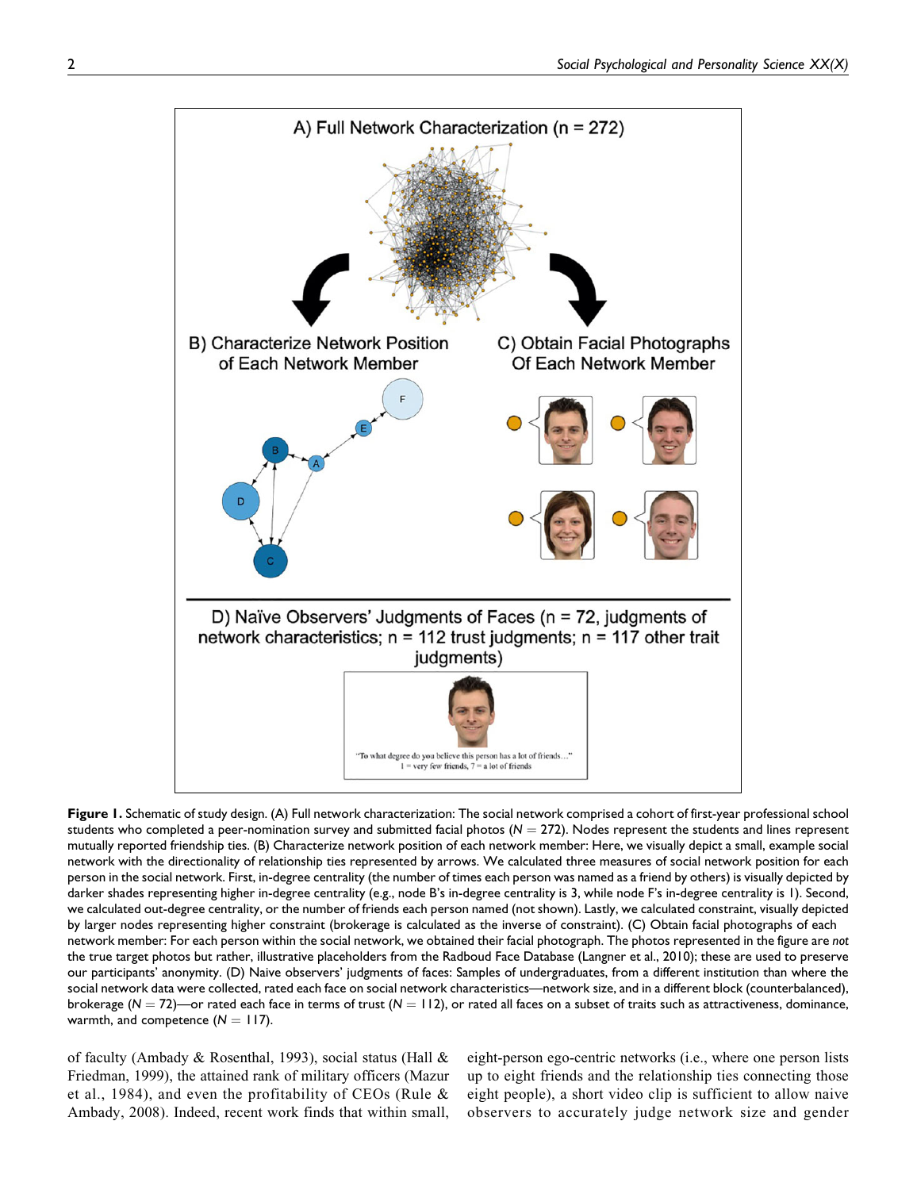**Figure 1.** Schematic of study design. (A) Full network characterization: The social network comprised a cohort of first-year professional school students who completed a peer-nomination survey and submitted facial photos ($N = 272$). Nodes represent the students and lines represent mutually reported friendship ties. (B) Characterize network position of each network member: Here, we visually depict a small, example social network with the directionality of relationship ties represented by arrows. We calculated three measures of social network position for each person in the social network. First, in-degree centrality (the number of times each person was named as a friend by others) is visually depicted by darker shades representing higher in-degree centrality (e.g., node B's in-degree centrality is 3, while node F's in-degree centrality is 1). Second, we calculated out-degree centrality, or the number of friends each person named (not shown). Lastly, we calculated constraint, visually depicted by larger nodes representing higher constraint (brokerage is calculated as the inverse of constraint). (C) Obtain facial photographs of each network member: For each person within the social network, we obtained their facial photograph. The photos represented in the figure are *not* the true target photos but rather, illustrative placeholders from the Radboud Face Database (Langner et al., 2010); these are used to preserve our participants' anonymity. (D) Naive observers' judgments of faces: Samples of undergraduates, from a different institution than where the social network data were collected, rated each face on social network characteristics—network size, and in a different block (counterbalanced), brokerage ($N = 72$)—or rated each face in terms of trust ($N = 112$), or rated all faces on a subset of traits such as attractiveness, dominance, warmth, and competence ($N = 117$).

of faculty (Ambady & Rosenthal, 1993), social status (Hall & Friedman, 1999), the attained rank of military officers (Mazur et al., 1984), and even the profitability of CEOs (Rule & Ambady, 2008). Indeed, recent work finds that within small, eight-person ego-centric networks (i.e., where one person lists up to eight friends and the relationship ties connecting those eight people), a short video clip is sufficient to allow naive observers to accurately judge network size and gender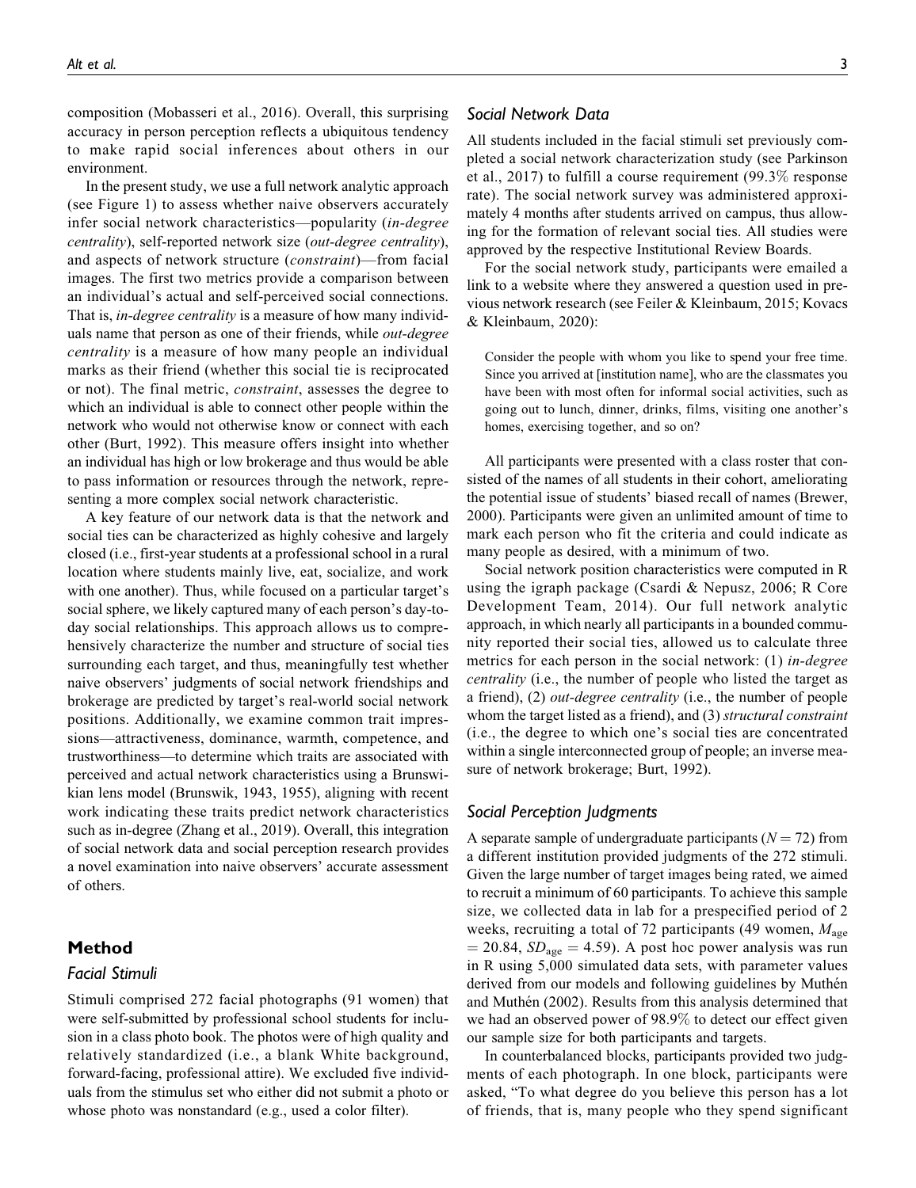composition (Mobasseri et al., 2016). Overall, this surprising accuracy in person perception reflects a ubiquitous tendency to make rapid social inferences about others in our environment.

In the present study, we use a full network analytic approach (see Figure 1) to assess whether naive observers accurately infer social network characteristics—popularity (*in-degree centrality*), self-reported network size (*out-degree centrality*), and aspects of network structure (*constraint*)—from facial images. The first two metrics provide a comparison between an individual's actual and self-perceived social connections. That is, *in-degree centrality* is a measure of how many individuals name that person as one of their friends, while *out-degree centrality* is a measure of how many people an individual marks as their friend (whether this social tie is reciprocated or not). The final metric, *constraint*, assesses the degree to which an individual is able to connect other people within the network who would not otherwise know or connect with each other (Burt, 1992). This measure offers insight into whether an individual has high or low brokerage and thus would be able to pass information or resources through the network, representing a more complex social network characteristic.

A key feature of our network data is that the network and social ties can be characterized as highly cohesive and largely closed (i.e., first-year students at a professional school in a rural location where students mainly live, eat, socialize, and work with one another). Thus, while focused on a particular target's social sphere, we likely captured many of each person's day-to-day social relationships. This approach allows us to comprehensively characterize the number and structure of social ties surrounding each target, and thus, meaningfully test whether naive observers' judgments of social network friendships and brokerage are predicted by target's real-world social network positions. Additionally, we examine common trait impressions—attractiveness, dominance, warmth, competence, and trustworthiness—to determine which traits are associated with perceived and actual network characteristics using a Brunswikian lens model (Brunswik, 1943, 1955), aligning with recent work indicating these traits predict network characteristics such as in-degree (Zhang et al., 2019). Overall, this integration of social network data and social perception research provides a novel examination into naive observers' accurate assessment of others.

## Method

### Facial Stimuli

Stimuli comprised 272 facial photographs (91 women) that were self-submitted by professional school students for inclusion in a class photo book. The photos were of high quality and relatively standardized (i.e., a blank White background, forward-facing, professional attire). We excluded five individuals from the stimulus set who either did not submit a photo or whose photo was nonstandard (e.g., used a color filter).

### Social Network Data

All students included in the facial stimuli set previously completed a social network characterization study (see Parkinson et al., 2017) to fulfill a course requirement (99.3% response rate). The social network survey was administered approximately 4 months after students arrived on campus, thus allowing for the formation of relevant social ties. All studies were approved by the respective Institutional Review Boards.

For the social network study, participants were emailed a link to a website where they answered a question used in previous network research (see Feiler & Kleinbaum, 2015; Kovacs & Kleinbaum, 2020):

> Consider the people with whom you like to spend your free time. Since you arrived at [institution name], who are the classmates you have been with most often for informal social activities, such as going out to lunch, dinner, drinks, films, visiting one another's homes, exercising together, and so on?

All participants were presented with a class roster that consisted of the names of all students in their cohort, ameliorating the potential issue of students' biased recall of names (Brewer, 2000). Participants were given an unlimited amount of time to mark each person who fit the criteria and could indicate as many people as desired, with a minimum of two.

Social network position characteristics were computed in R using the igraph package (Csardi & Nepusz, 2006; R Core Development Team, 2014). Our full network analytic approach, in which nearly all participants in a bounded community reported their social ties, allowed us to calculate three metrics for each person in the social network: (1) *in-degree centrality* (i.e., the number of people who listed the target as a friend), (2) *out-degree centrality* (i.e., the number of people whom the target listed as a friend), and (3) *structural constraint* (i.e., the degree to which one's social ties are concentrated within a single interconnected group of people; an inverse measure of network brokerage; Burt, 1992).

### Social Perception Judgments

A separate sample of undergraduate participants ($N = 72$) from a different institution provided judgments of the 272 stimuli. Given the large number of target images being rated, we aimed to recruit a minimum of 60 participants. To achieve this sample size, we collected data in lab for a prespecified period of 2 weeks, recruiting a total of 72 participants (49 women, $M_{\text{age}} = 20.84$, $SD_{\text{age}} = 4.59$). A post hoc power analysis was run in R using 5,000 simulated data sets, with parameter values derived from our models and following guidelines by Muthén and Muthén (2002). Results from this analysis determined that we had an observed power of 98.9% to detect our effect given our sample size for both participants and targets.

In counterbalanced blocks, participants provided two judgments of each photograph. In one block, participants were asked, "To what degree do you believe this person has a lot of friends, that is, many people who they spend significant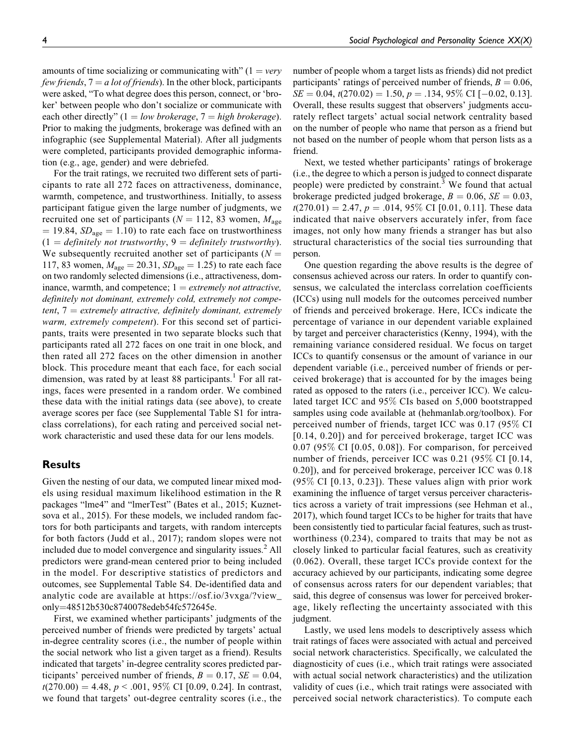amounts of time socializing or communicating with" (1 = *very few friends*, 7 = *a lot of friends*). In the other block, participants were asked, "To what degree does this person, connect, or 'broker' between people who don't socialize or communicate with each other directly" (1 = *low brokerage*, 7 = *high brokerage*). Prior to making the judgments, brokerage was defined with an infographic (see Supplemental Material). After all judgments were completed, participants provided demographic information (e.g., age, gender) and were debriefed.

For the trait ratings, we recruited two different sets of participants to rate all 272 faces on attractiveness, dominance, warmth, competence, and trustworthiness. Initially, to assess participant fatigue given the large number of judgments, we recruited one set of participants ($N = 112$, 83 women, $M_{\text{age}} = 19.84$, $SD_{\text{age}} = 1.10$) to rate each face on trustworthiness (1 = *definitely not trustworthy*, 9 = *definitely trustworthy*). We subsequently recruited another set of participants ($N = 117$, 83 women, $M_{\text{age}} = 20.31$, $SD_{\text{age}} = 1.25$) to rate each face on two randomly selected dimensions (i.e., attractiveness, dominance, warmth, and competence; 1 = *extremely not attractive, definitely not dominant, extremely cold, extremely not competent*, 7 = *extremely attractive, definitely dominant, extremely warm, extremely competent*). For this second set of participants, traits were presented in two separate blocks such that participants rated all 272 faces on one trait in one block, and then rated all 272 faces on the other dimension in another block. This procedure meant that each face, for each social dimension, was rated by at least 88 participants.[1] For all ratings, faces were presented in a random order. We combined these data with the initial ratings data (see above), to create average scores per face (see Supplemental Table S1 for intraclass correlations), for each rating and perceived social network characteristic and used these data for our lens models.

## Results

Given the nesting of our data, we computed linear mixed models using residual maximum likelihood estimation in the R packages "lme4" and "lmerTest" (Bates et al., 2015; Kuznetsova et al., 2015). For these models, we included random factors for both participants and targets, with random intercepts for both factors (Judd et al., 2017); random slopes were not included due to model convergence and singularity issues.[2] All predictors were grand-mean centered prior to being included in the model. For descriptive statistics of predictors and outcomes, see Supplemental Table S4. De-identified data and analytic code are available at https://osf.io/3vxga/?view_only=48512b530c8740078edeb54fc572645e.

First, we examined whether participants' judgments of the perceived number of friends were predicted by targets' actual in-degree centrality scores (i.e., the number of people within the social network who list a given target as a friend). Results indicated that targets' in-degree centrality scores predicted participants' perceived number of friends, $B = 0.17$, $SE = 0.04$, $t(270.00) = 4.48$, $p < .001$, 95% CI [0.09, 0.24]. In contrast, we found that targets' out-degree centrality scores (i.e., the number of people whom a target lists as friends) did not predict participants' ratings of perceived number of friends, $B = 0.06$, $SE = 0.04$, $t(270.02) = 1.50$, $p = .134$, 95% CI [−0.02, 0.13]. Overall, these results suggest that observers' judgments accurately reflect targets' actual social network centrality based on the number of people who name that person as a friend but not based on the number of people whom that person lists as a friend.

Next, we tested whether participants' ratings of brokerage (i.e., the degree to which a person is judged to connect disparate people) were predicted by constraint.[3] We found that actual brokerage predicted judged brokerage, $B = 0.06$, $SE = 0.03$, $t(270.01) = 2.47$, $p = .014$, 95% CI [0.01, 0.11]. These data indicated that naive observers accurately infer, from face images, not only how many friends a stranger has but also structural characteristics of the social ties surrounding that person.

One question regarding the above results is the degree of consensus achieved across our raters. In order to quantify consensus, we calculated the interclass correlation coefficients (ICCs) using null models for the outcomes perceived number of friends and perceived brokerage. Here, ICCs indicate the percentage of variance in our dependent variable explained by target and perceiver characteristics (Kenny, 1994), with the remaining variance considered residual. We focus on target ICCs to quantify consensus or the amount of variance in our dependent variable (i.e., perceived number of friends or perceived brokerage) that is accounted for by the images being rated as opposed to the raters (i.e., perceiver ICC). We calculated target ICC and 95% CIs based on 5,000 bootstrapped samples using code available at (hehmanlab.org/toolbox). For perceived number of friends, target ICC was 0.17 (95% CI [0.14, 0.20]) and for perceived brokerage, target ICC was 0.07 (95% CI [0.05, 0.08]). For comparison, for perceived number of friends, perceiver ICC was 0.21 (95% CI [0.14, 0.20]), and for perceived brokerage, perceiver ICC was 0.18 (95% CI [0.13, 0.23]). These values align with prior work examining the influence of target versus perceiver characteristics across a variety of trait impressions (see Hehman et al., 2017), which found target ICCs to be higher for traits that have been consistently tied to particular facial features, such as trustworthiness (0.234), compared to traits that may be not as closely linked to particular facial features, such as creativity (0.062). Overall, these target ICCs provide context for the accuracy achieved by our participants, indicating some degree of consensus across raters for our dependent variables; that said, this degree of consensus was lower for perceived brokerage, likely reflecting the uncertainty associated with this judgment.

Lastly, we used lens models to descriptively assess which trait ratings of faces were associated with actual and perceived social network characteristics. Specifically, we calculated the diagnosticity of cues (i.e., which trait ratings were associated with actual social network characteristics) and the utilization validity of cues (i.e., which trait ratings were associated with perceived social network characteristics). To compute each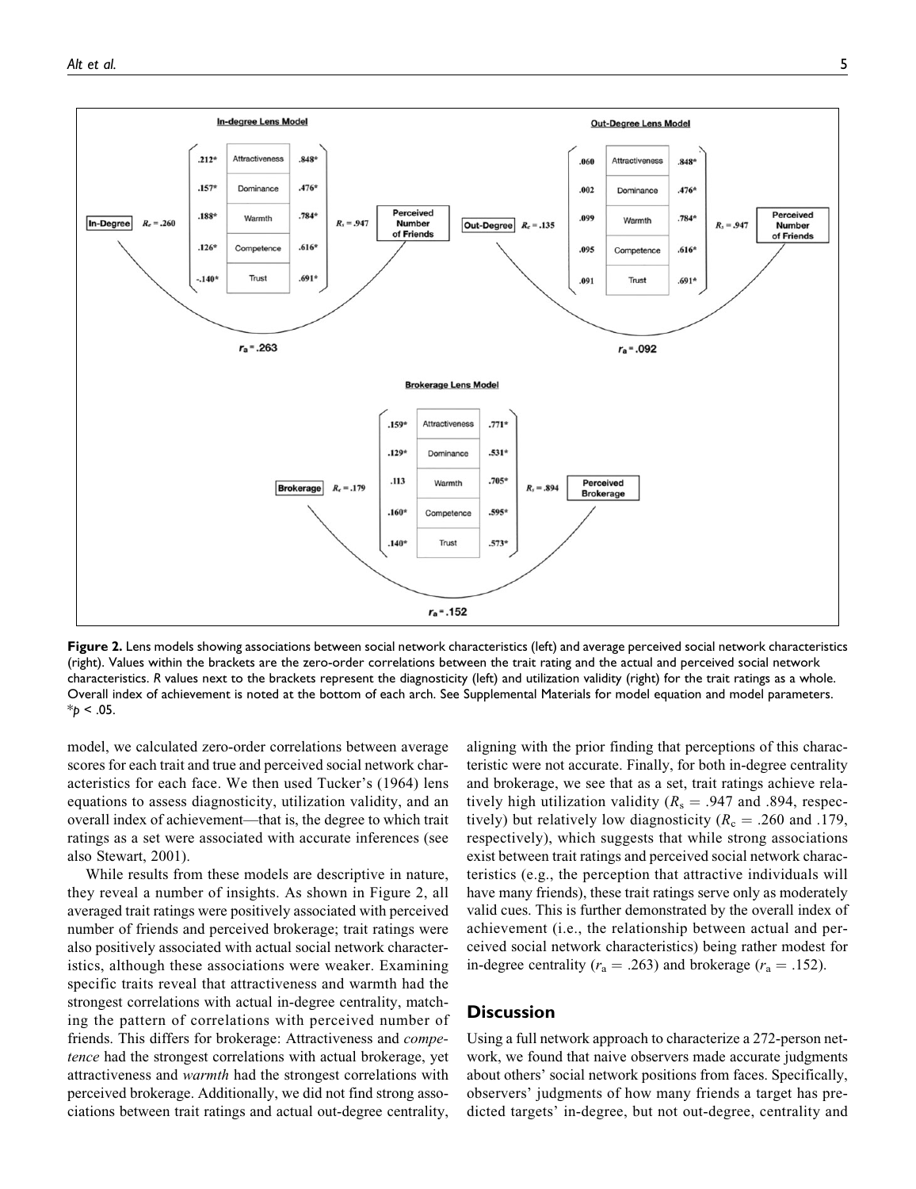**Figure 2.** Lens models showing associations between social network characteristics (left) and average perceived social network characteristics (right). Values within the brackets are the zero-order correlations between the trait rating and the actual and perceived social network characteristics. *R* values next to the brackets represent the diagnosticity (left) and utilization validity (right) for the trait ratings as a whole. Overall index of achievement is noted at the bottom of each arch. See Supplemental Materials for model equation and model parameters. *$p < .05$.

model, we calculated zero-order correlations between average scores for each trait and true and perceived social network characteristics for each face. We then used Tucker's (1964) lens equations to assess diagnosticity, utilization validity, and an overall index of achievement—that is, the degree to which trait ratings as a set were associated with accurate inferences (see also Stewart, 2001).

While results from these models are descriptive in nature, they reveal a number of insights. As shown in Figure 2, all averaged trait ratings were positively associated with perceived number of friends and perceived brokerage; trait ratings were also positively associated with actual social network characteristics, although these associations were weaker. Examining specific traits reveal that attractiveness and warmth had the strongest correlations with actual in-degree centrality, matching the pattern of correlations with perceived number of friends. This differs for brokerage: Attractiveness and *competence* had the strongest correlations with actual brokerage, yet attractiveness and *warmth* had the strongest correlations with perceived brokerage. Additionally, we did not find strong associations between trait ratings and actual out-degree centrality, aligning with the prior finding that perceptions of this characteristic were not accurate. Finally, for both in-degree centrality and brokerage, we see that as a set, trait ratings achieve relatively high utilization validity ($R_s = .947$ and .894, respectively) but relatively low diagnosticity ($R_c = .260$ and .179, respectively), which suggests that while strong associations exist between trait ratings and perceived social network characteristics (e.g., the perception that attractive individuals will have many friends), these trait ratings serve only as moderately valid cues. This is further demonstrated by the overall index of achievement (i.e., the relationship between actual and perceived social network characteristics) being rather modest for in-degree centrality ($r_a = .263$) and brokerage ($r_a = .152$).

## Discussion

Using a full network approach to characterize a 272-person network, we found that naive observers made accurate judgments about others' social network positions from faces. Specifically, observers' judgments of how many friends a target has predicted targets' in-degree, but not out-degree, centrality and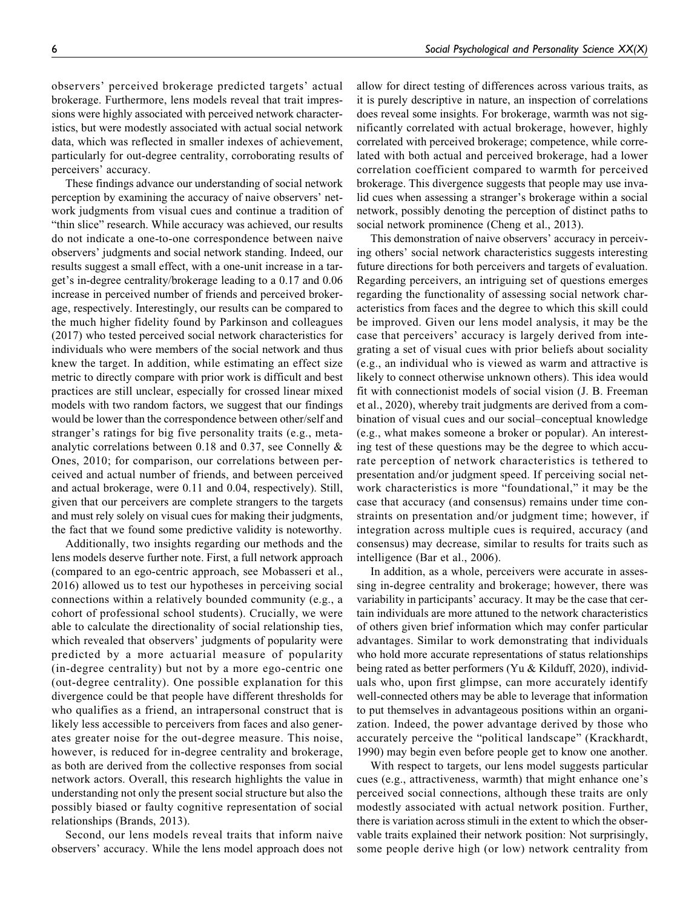observers' perceived brokerage predicted targets' actual brokerage. Furthermore, lens models reveal that trait impressions were highly associated with perceived network characteristics, but were modestly associated with actual social network data, which was reflected in smaller indexes of achievement, particularly for out-degree centrality, corroborating results of perceivers' accuracy.

These findings advance our understanding of social network perception by examining the accuracy of naive observers' network judgments from visual cues and continue a tradition of "thin slice" research. While accuracy was achieved, our results do not indicate a one-to-one correspondence between naive observers' judgments and social network standing. Indeed, our results suggest a small effect, with a one-unit increase in a target's in-degree centrality/brokerage leading to a 0.17 and 0.06 increase in perceived number of friends and perceived brokerage, respectively. Interestingly, our results can be compared to the much higher fidelity found by Parkinson and colleagues (2017) who tested perceived social network characteristics for individuals who were members of the social network and thus knew the target. In addition, while estimating an effect size metric to directly compare with prior work is difficult and best practices are still unclear, especially for crossed linear mixed models with two random factors, we suggest that our findings would be lower than the correspondence between other/self and stranger's ratings for big five personality traits (e.g., meta-analytic correlations between 0.18 and 0.37, see Connelly & Ones, 2010; for comparison, our correlations between perceived and actual number of friends, and between perceived and actual brokerage, were 0.11 and 0.04, respectively). Still, given that our perceivers are complete strangers to the targets and must rely solely on visual cues for making their judgments, the fact that we found some predictive validity is noteworthy.

Additionally, two insights regarding our methods and the lens models deserve further note. First, a full network approach (compared to an ego-centric approach, see Mobasseri et al., 2016) allowed us to test our hypotheses in perceiving social connections within a relatively bounded community (e.g., a cohort of professional school students). Crucially, we were able to calculate the directionality of social relationship ties, which revealed that observers' judgments of popularity were predicted by a more actuarial measure of popularity (in-degree centrality) but not by a more ego-centric one (out-degree centrality). One possible explanation for this divergence could be that people have different thresholds for who qualifies as a friend, an intrapersonal construct that is likely less accessible to perceivers from faces and also generates greater noise for the out-degree measure. This noise, however, is reduced for in-degree centrality and brokerage, as both are derived from the collective responses from social network actors. Overall, this research highlights the value in understanding not only the present social structure but also the possibly biased or faulty cognitive representation of social relationships (Brands, 2013).

Second, our lens models reveal traits that inform naive observers' accuracy. While the lens model approach does not allow for direct testing of differences across various traits, as it is purely descriptive in nature, an inspection of correlations does reveal some insights. For brokerage, warmth was not significantly correlated with actual brokerage, however, highly correlated with perceived brokerage; competence, while correlated with both actual and perceived brokerage, had a lower correlation coefficient compared to warmth for perceived brokerage. This divergence suggests that people may use invalid cues when assessing a stranger's brokerage within a social network, possibly denoting the perception of distinct paths to social network prominence (Cheng et al., 2013).

This demonstration of naive observers' accuracy in perceiving others' social network characteristics suggests interesting future directions for both perceivers and targets of evaluation. Regarding perceivers, an intriguing set of questions emerges regarding the functionality of assessing social network characteristics from faces and the degree to which this skill could be improved. Given our lens model analysis, it may be the case that perceivers' accuracy is largely derived from integrating a set of visual cues with prior beliefs about sociality (e.g., an individual who is viewed as warm and attractive is likely to connect otherwise unknown others). This idea would fit with connectionist models of social vision (J. B. Freeman et al., 2020), whereby trait judgments are derived from a combination of visual cues and our social–conceptual knowledge (e.g., what makes someone a broker or popular). An interesting test of these questions may be the degree to which accurate perception of network characteristics is tethered to presentation and/or judgment speed. If perceiving social network characteristics is more "foundational," it may be the case that accuracy (and consensus) remains under time constraints on presentation and/or judgment time; however, if integration across multiple cues is required, accuracy (and consensus) may decrease, similar to results for traits such as intelligence (Bar et al., 2006).

In addition, as a whole, perceivers were accurate in assessing in-degree centrality and brokerage; however, there was variability in participants' accuracy. It may be the case that certain individuals are more attuned to the network characteristics of others given brief information which may confer particular advantages. Similar to work demonstrating that individuals who hold more accurate representations of status relationships being rated as better performers (Yu & Kilduff, 2020), individuals who, upon first glimpse, can more accurately identify well-connected others may be able to leverage that information to put themselves in advantageous positions within an organization. Indeed, the power advantage derived by those who accurately perceive the "political landscape" (Krackhardt, 1990) may begin even before people get to know one another.

With respect to targets, our lens model suggests particular cues (e.g., attractiveness, warmth) that might enhance one's perceived social connections, although these traits are only modestly associated with actual network position. Further, there is variation across stimuli in the extent to which the observable traits explained their network position: Not surprisingly, some people derive high (or low) network centrality from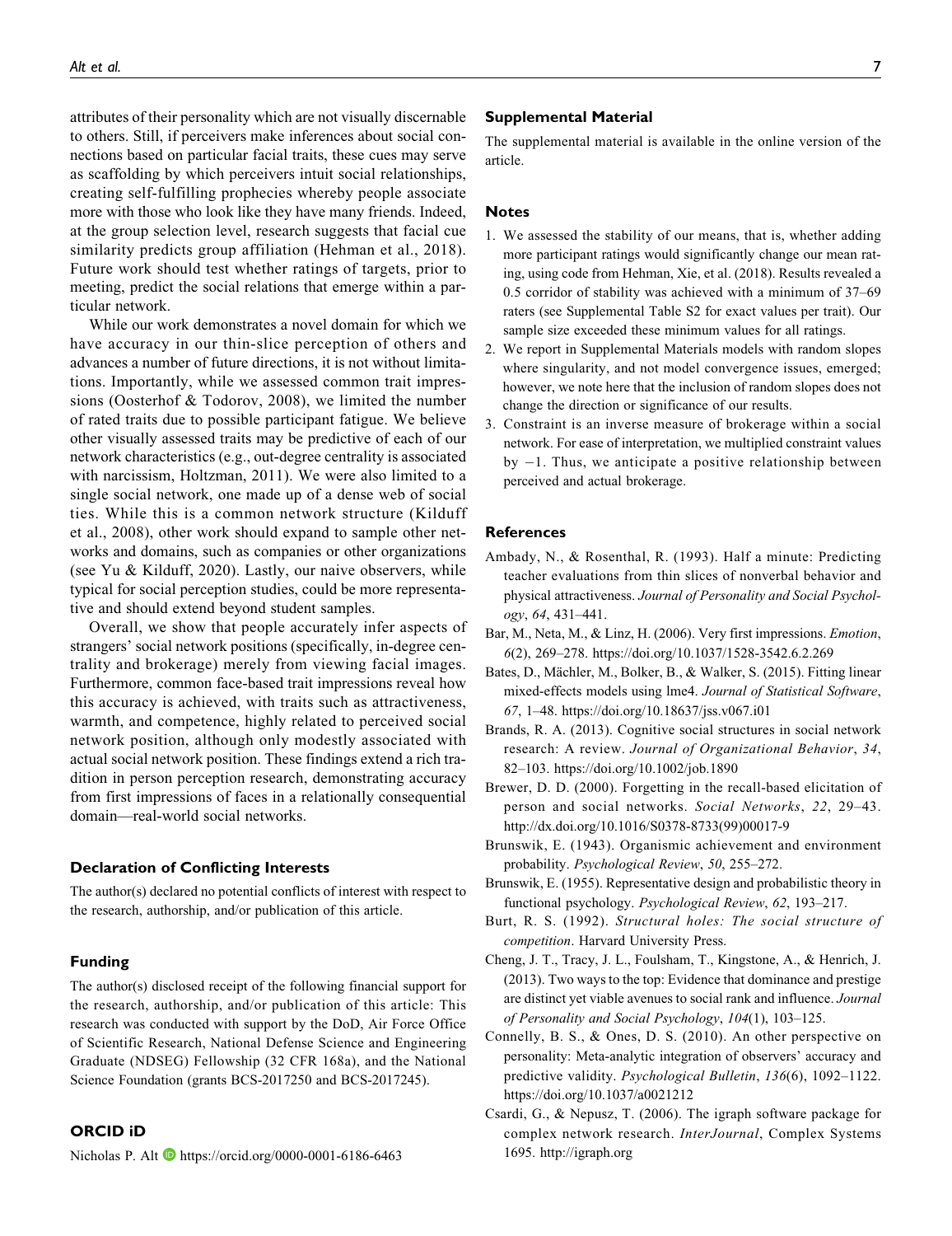attributes of their personality which are not visually discernable to others. Still, if perceivers make inferences about social connections based on particular facial traits, these cues may serve as scaffolding by which perceivers intuit social relationships, creating self-fulfilling prophecies whereby people associate more with those who look like they have many friends. Indeed, at the group selection level, research suggests that facial cue similarity predicts group affiliation (Hehman et al., 2018). Future work should test whether ratings of targets, prior to meeting, predict the social relations that emerge within a particular network.

While our work demonstrates a novel domain for which we have accuracy in our thin-slice perception of others and advances a number of future directions, it is not without limitations. Importantly, while we assessed common trait impressions (Oosterhof & Todorov, 2008), we limited the number of rated traits due to possible participant fatigue. We believe other visually assessed traits may be predictive of each of our network characteristics (e.g., out-degree centrality is associated with narcissism, Holtzman, 2011). We were also limited to a single social network, one made up of a dense web of social ties. While this is a common network structure (Kilduff et al., 2008), other work should expand to sample other networks and domains, such as companies or other organizations (see Yu & Kilduff, 2020). Lastly, our naive observers, while typical for social perception studies, could be more representative and should extend beyond student samples.

Overall, we show that people accurately infer aspects of strangers' social network positions (specifically, in-degree centrality and brokerage) merely from viewing facial images. Furthermore, common face-based trait impressions reveal how this accuracy is achieved, with traits such as attractiveness, warmth, and competence, highly related to perceived social network position, although only modestly associated with actual social network position. These findings extend a rich tradition in person perception research, demonstrating accuracy from first impressions of faces in a relationally consequential domain—real-world social networks.

### Declaration of Conflicting Interests

The author(s) declared no potential conflicts of interest with respect to the research, authorship, and/or publication of this article.

### Funding

The author(s) disclosed receipt of the following financial support for the research, authorship, and/or publication of this article: This research was conducted with support by the DoD, Air Force Office of Scientific Research, National Defense Science and Engineering Graduate (NDSEG) Fellowship (32 CFR 168a), and the National Science Foundation (grants BCS-2017250 and BCS-2017245).

### ORCID iD

Nicholas P. Alt https://orcid.org/0000-0001-6186-6463

### Supplemental Material

The supplemental material is available in the online version of the article.

### Notes

1. We assessed the stability of our means, that is, whether adding more participant ratings would significantly change our mean rating, using code from Hehman, Xie, et al. (2018). Results revealed a 0.5 corridor of stability was achieved with a minimum of 37–69 raters (see Supplemental Table S2 for exact values per trait). Our sample size exceeded these minimum values for all ratings.
2. We report in Supplemental Materials models with random slopes where singularity, and not model convergence issues, emerged; however, we note here that the inclusion of random slopes does not change the direction or significance of our results.
3. Constraint is an inverse measure of brokerage within a social network. For ease of interpretation, we multiplied constraint values by −1. Thus, we anticipate a positive relationship between perceived and actual brokerage.

### References

Ambady, N., & Rosenthal, R. (1993). Half a minute: Predicting teacher evaluations from thin slices of nonverbal behavior and physical attractiveness. *Journal of Personality and Social Psychology*, *64*, 431–441.

Bar, M., Neta, M., & Linz, H. (2006). Very first impressions. *Emotion*, *6*(2), 269–278. https://doi.org/10.1037/1528-3542.6.2.269

Bates, D., Mächler, M., Bolker, B., & Walker, S. (2015). Fitting linear mixed-effects models using lme4. *Journal of Statistical Software*, *67*, 1–48. https://doi.org/10.18637/jss.v067.i01

Brands, R. A. (2013). Cognitive social structures in social network research: A review. *Journal of Organizational Behavior*, *34*, 82–103. https://doi.org/10.1002/job.1890

Brewer, D. D. (2000). Forgetting in the recall-based elicitation of person and social networks. *Social Networks*, *22*, 29–43. http://dx.doi.org/10.1016/S0378-8733(99)00017-9

Brunswik, E. (1943). Organismic achievement and environment probability. *Psychological Review*, *50*, 255–272.

Brunswik, E. (1955). Representative design and probabilistic theory in functional psychology. *Psychological Review*, *62*, 193–217.

Burt, R. S. (1992). *Structural holes: The social structure of competition*. Harvard University Press.

Cheng, J. T., Tracy, J. L., Foulsham, T., Kingstone, A., & Henrich, J. (2013). Two ways to the top: Evidence that dominance and prestige are distinct yet viable avenues to social rank and influence. *Journal of Personality and Social Psychology*, *104*(1), 103–125.

Connelly, B. S., & Ones, D. S. (2010). An other perspective on personality: Meta-analytic integration of observers' accuracy and predictive validity. *Psychological Bulletin*, *136*(6), 1092–1122. https://doi.org/10.1037/a0021212

Csardi, G., & Nepusz, T. (2006). The igraph software package for complex network research. *InterJournal*, Complex Systems 1695. http://igraph.org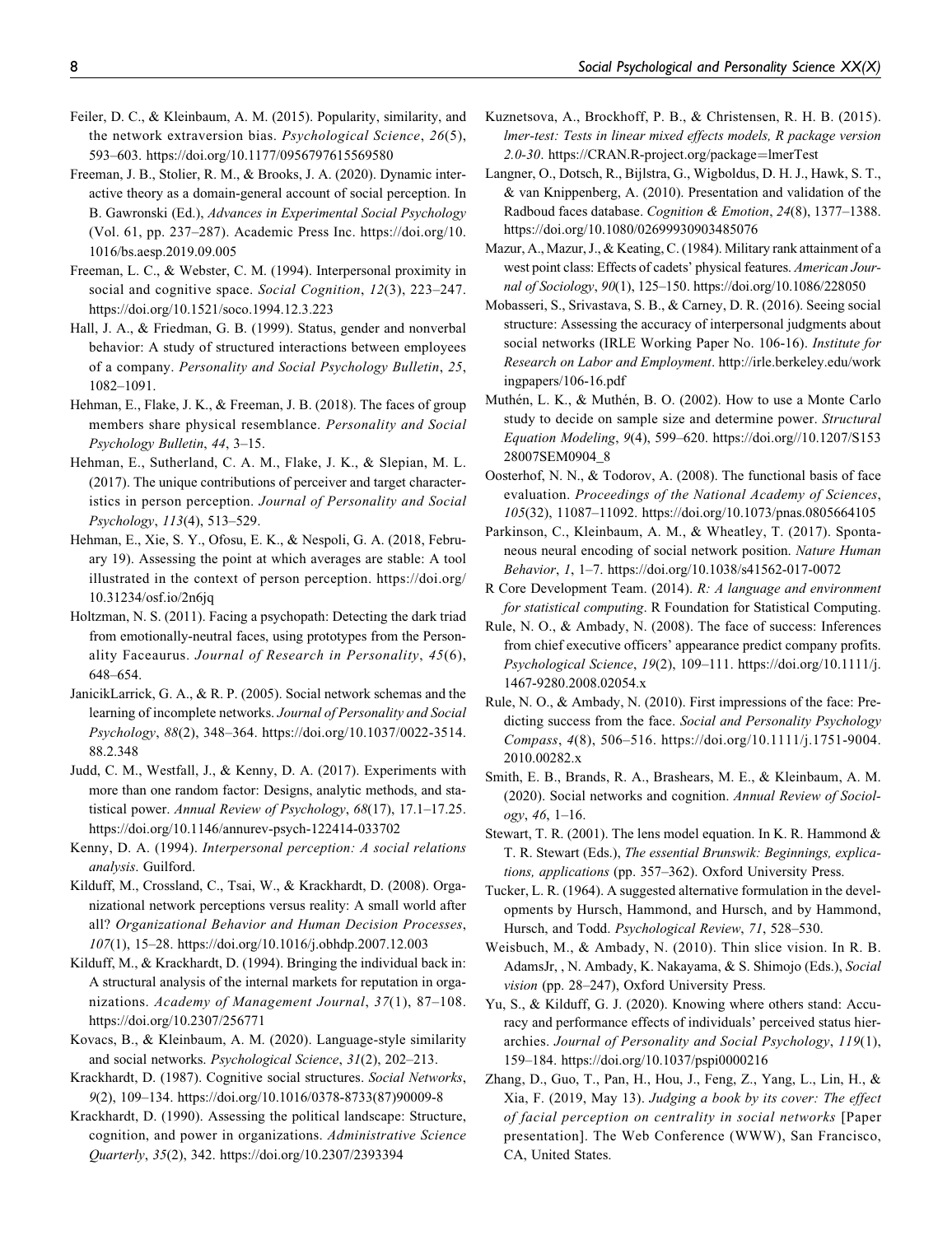Feiler, D. C., & Kleinbaum, A. M. (2015). Popularity, similarity, and the network extraversion bias. *Psychological Science*, *26*(5), 593–603. https://doi.org/10.1177/0956797615569580

Freeman, J. B., Stolier, R. M., & Brooks, J. A. (2020). Dynamic interactive theory as a domain-general account of social perception. In B. Gawronski (Ed.), *Advances in Experimental Social Psychology* (Vol. 61, pp. 237–287). Academic Press Inc. https://doi.org/10.1016/bs.aesp.2019.09.005

Freeman, L. C., & Webster, C. M. (1994). Interpersonal proximity in social and cognitive space. *Social Cognition*, *12*(3), 223–247. https://doi.org/10.1521/soco.1994.12.3.223

Hall, J. A., & Friedman, G. B. (1999). Status, gender and nonverbal behavior: A study of structured interactions between employees of a company. *Personality and Social Psychology Bulletin*, *25*, 1082–1091.

Hehman, E., Flake, J. K., & Freeman, J. B. (2018). The faces of group members share physical resemblance. *Personality and Social Psychology Bulletin*, *44*, 3–15.

Hehman, E., Sutherland, C. A. M., Flake, J. K., & Slepian, M. L. (2017). The unique contributions of perceiver and target characteristics in person perception. *Journal of Personality and Social Psychology*, *113*(4), 513–529.

Hehman, E., Xie, S. Y., Ofosu, E. K., & Nespoli, G. A. (2018, February 19). Assessing the point at which averages are stable: A tool illustrated in the context of person perception. https://doi.org/10.31234/osf.io/2n6jq

Holtzman, N. S. (2011). Facing a psychopath: Detecting the dark triad from emotionally-neutral faces, using prototypes from the Personality Faceaurus. *Journal of Research in Personality*, *45*(6), 648–654.

JanicikLarrick, G. A., & R. P. (2005). Social network schemas and the learning of incomplete networks. *Journal of Personality and Social Psychology*, *88*(2), 348–364. https://doi.org/10.1037/0022-3514.88.2.348

Judd, C. M., Westfall, J., & Kenny, D. A. (2017). Experiments with more than one random factor: Designs, analytic methods, and statistical power. *Annual Review of Psychology*, *68*(17), 17.1–17.25. https://doi.org/10.1146/annurev-psych-122414-033702

Kenny, D. A. (1994). *Interpersonal perception: A social relations analysis*. Guilford.

Kilduff, M., Crossland, C., Tsai, W., & Krackhardt, D. (2008). Organizational network perceptions versus reality: A small world after all? *Organizational Behavior and Human Decision Processes*, *107*(1), 15–28. https://doi.org/10.1016/j.obhdp.2007.12.003

Kilduff, M., & Krackhardt, D. (1994). Bringing the individual back in: A structural analysis of the internal markets for reputation in organizations. *Academy of Management Journal*, *37*(1), 87–108. https://doi.org/10.2307/256771

Kovacs, B., & Kleinbaum, A. M. (2020). Language-style similarity and social networks. *Psychological Science*, *31*(2), 202–213.

Krackhardt, D. (1987). Cognitive social structures. *Social Networks*, *9*(2), 109–134. https://doi.org/10.1016/0378-8733(87)90009-8

Krackhardt, D. (1990). Assessing the political landscape: Structure, cognition, and power in organizations. *Administrative Science Quarterly*, *35*(2), 342. https://doi.org/10.2307/2393394

Kuznetsova, A., Brockhoff, P. B., & Christensen, R. H. B. (2015). *lmer-test: Tests in linear mixed effects models, R package version 2.0-30*. https://CRAN.R-project.org/package=lmerTest

Langner, O., Dotsch, R., Bijlstra, G., Wigboldus, D. H. J., Hawk, S. T., & van Knippenberg, A. (2010). Presentation and validation of the Radboud faces database. *Cognition & Emotion*, *24*(8), 1377–1388. https://doi.org/10.1080/02699930903485076

Mazur, A., Mazur, J., & Keating, C. (1984). Military rank attainment of a west point class: Effects of cadets' physical features. *American Journal of Sociology*, *90*(1), 125–150. https://doi.org/10.1086/228050

Mobasseri, S., Srivastava, S. B., & Carney, D. R. (2016). Seeing social structure: Assessing the accuracy of interpersonal judgments about social networks (IRLE Working Paper No. 106-16). *Institute for Research on Labor and Employment*. http://irle.berkeley.edu/workingpapers/106-16.pdf

Muthén, L. K., & Muthén, B. O. (2002). How to use a Monte Carlo study to decide on sample size and determine power. *Structural Equation Modeling*, *9*(4), 599–620. https://doi.org//10.1207/S15328007SEM0904_8

Oosterhof, N. N., & Todorov, A. (2008). The functional basis of face evaluation. *Proceedings of the National Academy of Sciences*, *105*(32), 11087–11092. https://doi.org/10.1073/pnas.0805664105

Parkinson, C., Kleinbaum, A. M., & Wheatley, T. (2017). Spontaneous neural encoding of social network position. *Nature Human Behavior*, *1*, 1–7. https://doi.org/10.1038/s41562-017-0072

R Core Development Team. (2014). *R: A language and environment for statistical computing*. R Foundation for Statistical Computing.

Rule, N. O., & Ambady, N. (2008). The face of success: Inferences from chief executive officers' appearance predict company profits. *Psychological Science*, *19*(2), 109–111. https://doi.org/10.1111/j.1467-9280.2008.02054.x

Rule, N. O., & Ambady, N. (2010). First impressions of the face: Predicting success from the face. *Social and Personality Psychology Compass*, *4*(8), 506–516. https://doi.org/10.1111/j.1751-9004.2010.00282.x

Smith, E. B., Brands, R. A., Brashears, M. E., & Kleinbaum, A. M. (2020). Social networks and cognition. *Annual Review of Sociology*, *46*, 1–16.

Stewart, T. R. (2001). The lens model equation. In K. R. Hammond & T. R. Stewart (Eds.), *The essential Brunswik: Beginnings, explications, applications* (pp. 357–362). Oxford University Press.

Tucker, L. R. (1964). A suggested alternative formulation in the developments by Hursch, Hammond, and Hursch, and by Hammond, Hursch, and Todd. *Psychological Review*, *71*, 528–530.

Weisbuch, M., & Ambady, N. (2010). Thin slice vision. In R. B. AdamsJr, , N. Ambady, K. Nakayama, & S. Shimojo (Eds.), *Social vision* (pp. 28–247), Oxford University Press.

Yu, S., & Kilduff, G. J. (2020). Knowing where others stand: Accuracy and performance effects of individuals' perceived status hierarchies. *Journal of Personality and Social Psychology*, *119*(1), 159–184. https://doi.org/10.1037/pspi0000216

Zhang, D., Guo, T., Pan, H., Hou, J., Feng, Z., Yang, L., Lin, H., & Xia, F. (2019, May 13). *Judging a book by its cover: The effect of facial perception on centrality in social networks* [Paper presentation]. The Web Conference (WWW), San Francisco, CA, United States.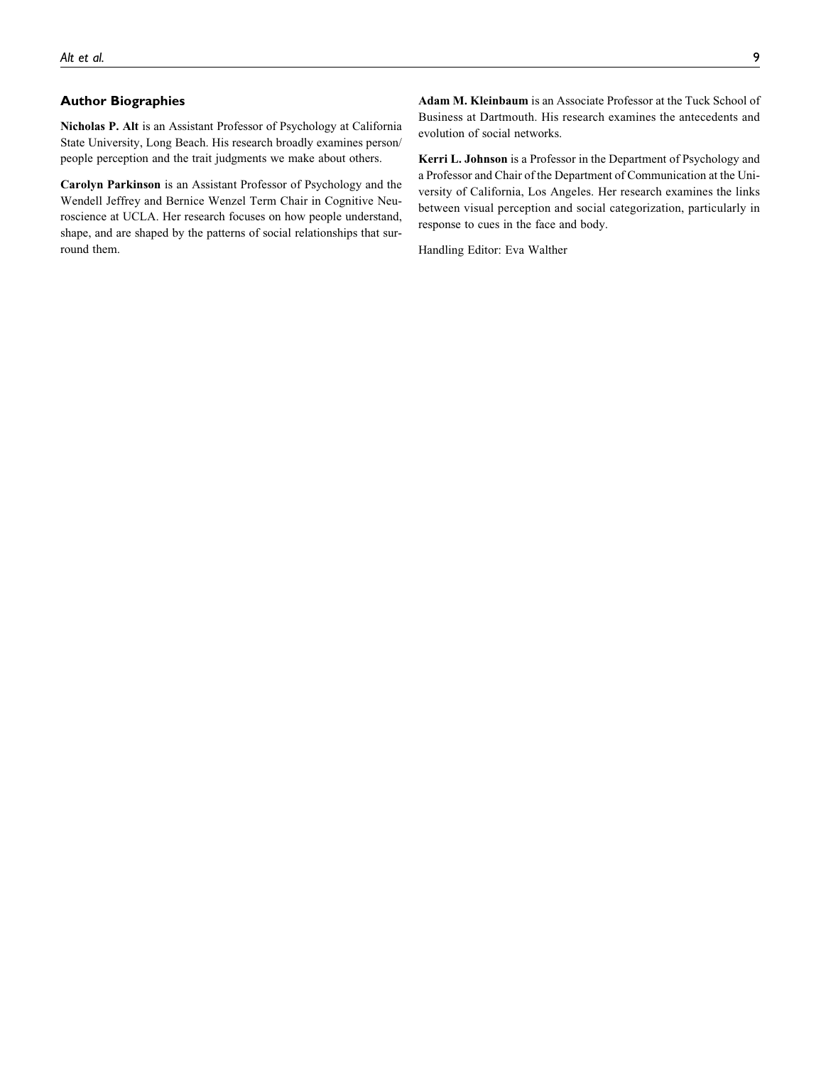## Author Biographies

**Nicholas P. Alt** is an Assistant Professor of Psychology at California State University, Long Beach. His research broadly examines person/people perception and the trait judgments we make about others.

**Carolyn Parkinson** is an Assistant Professor of Psychology and the Wendell Jeffrey and Bernice Wenzel Term Chair in Cognitive Neuroscience at UCLA. Her research focuses on how people understand, shape, and are shaped by the patterns of social relationships that surround them.

**Adam M. Kleinbaum** is an Associate Professor at the Tuck School of Business at Dartmouth. His research examines the antecedents and evolution of social networks.

**Kerri L. Johnson** is a Professor in the Department of Psychology and a Professor and Chair of the Department of Communication at the University of California, Los Angeles. Her research examines the links between visual perception and social categorization, particularly in response to cues in the face and body.

Handling Editor: Eva Walther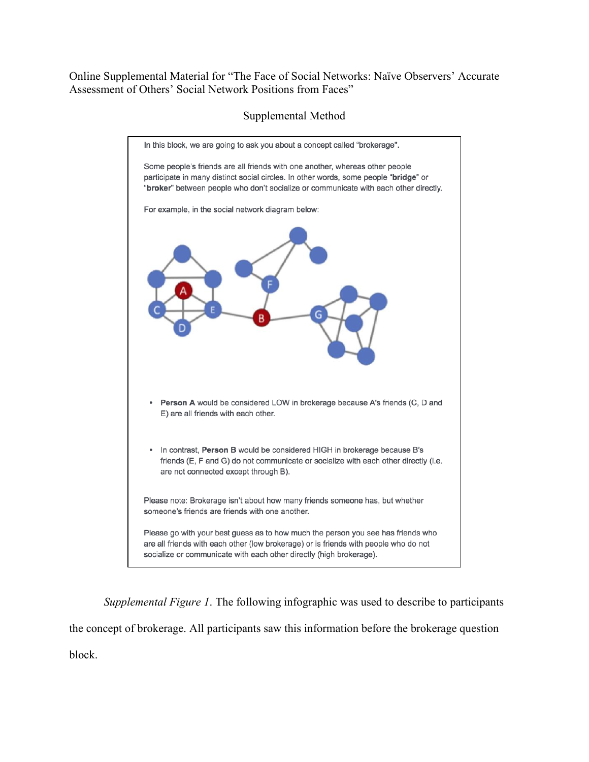Online Supplemental Material for "The Face of Social Networks: Naïve Observers' Accurate Assessment of Others' Social Network Positions from Faces"

## Supplemental Method

In this block, we are going to ask you about a concept called "brokerage".

Some people's friends are all friends with one another, whereas other people participate in many distinct social circles. In other words, some people "**bridge**" or "**broker**" between people who don't socialize or communicate with each other directly.

For example, in the social network diagram below:

- **Person A** would be considered LOW in brokerage because A's friends (C, D and E) are all friends with each other.
- In contrast, **Person B** would be considered HIGH in brokerage because B's friends (E, F and G) do not communicate or socialize with each other directly (i.e. are not connected except through B).

Please note: Brokerage isn't about how many friends someone has, but whether someone's friends are friends with one another.

Please go with your best guess as to how much the person you see has friends who are all friends with each other (low brokerage) or is friends with people who do not socialize or communicate with each other directly (high brokerage).

*Supplemental Figure 1*. The following infographic was used to describe to participants the concept of brokerage. All participants saw this information before the brokerage question block.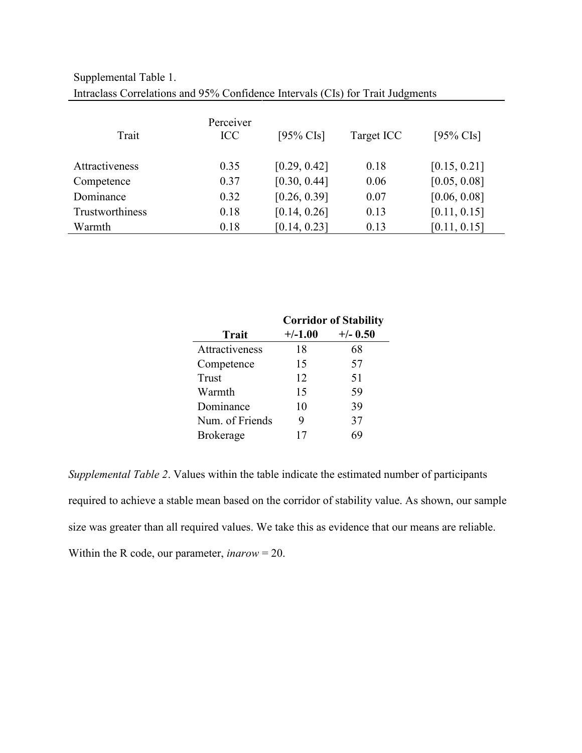Supplemental Table 1.

Intraclass Correlations and 95% Confidence Intervals (CIs) for Trait Judgments

| Trait | Perceiver ICC | [95% CIs] | Target ICC | [95% CIs] |
|---|---|---|---|---|
| Attractiveness | 0.35 | [0.29, 0.42] | 0.18 | [0.15, 0.21] |
| Competence | 0.37 | [0.30, 0.44] | 0.06 | [0.05, 0.08] |
| Dominance | 0.32 | [0.26, 0.39] | 0.07 | [0.06, 0.08] |
| Trustworthiness | 0.18 | [0.14, 0.26] | 0.13 | [0.11, 0.15] |
| Warmth | 0.18 | [0.14, 0.23] | 0.13 | [0.11, 0.15] |

| | **Corridor of Stability** | |
|---|---|---|
| **Trait** | **+/-1.00** | **+/- 0.50** |
| Attractiveness | 18 | 68 |
| Competence | 15 | 57 |
| Trust | 12 | 51 |
| Warmth | 15 | 59 |
| Dominance | 10 | 39 |
| Num. of Friends | 9 | 37 |
| Brokerage | 17 | 69 |

*Supplemental Table 2*. Values within the table indicate the estimated number of participants required to achieve a stable mean based on the corridor of stability value. As shown, our sample size was greater than all required values. We take this as evidence that our means are reliable. Within the R code, our parameter, *inarow* = 20.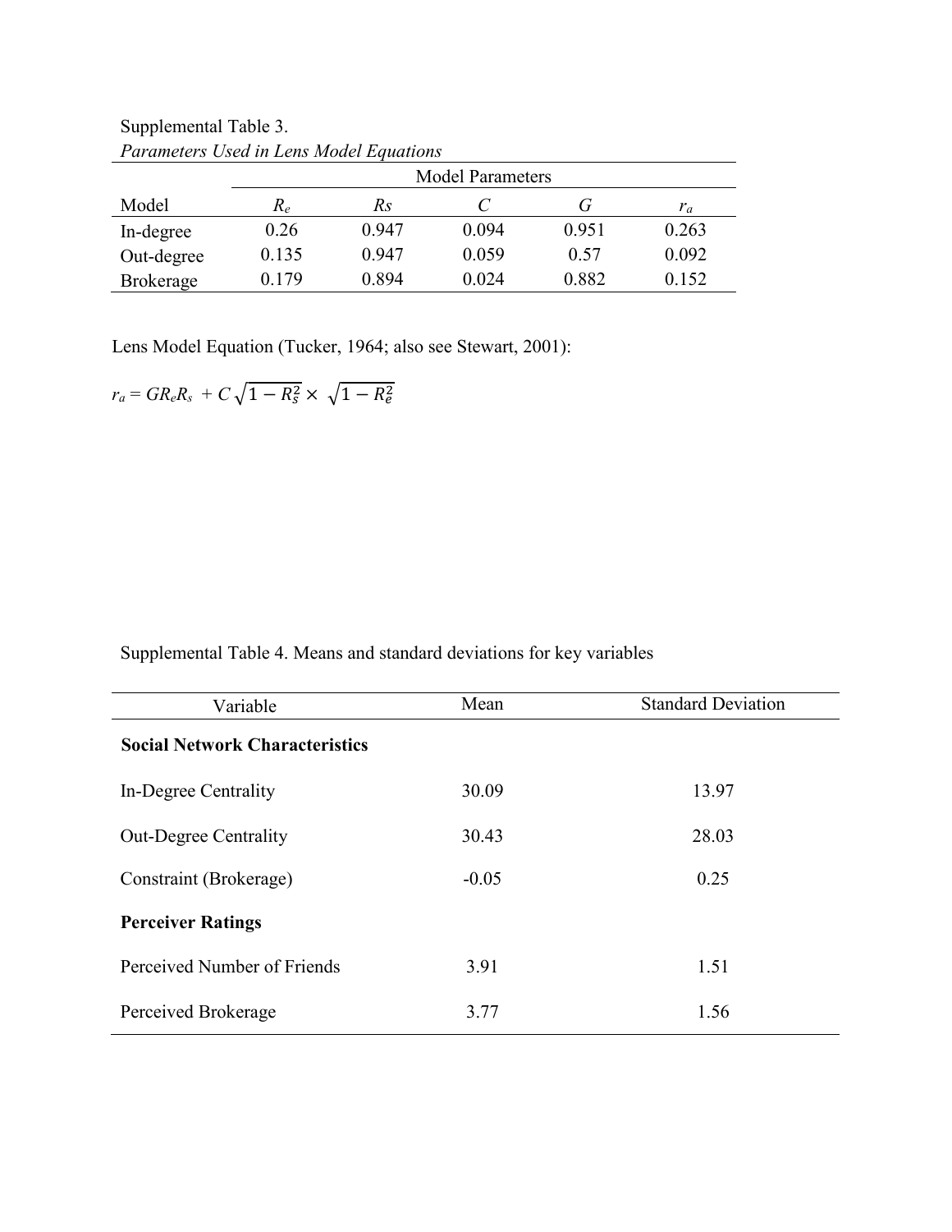Supplemental Table 3.

*Parameters Used in Lens Model Equations*

| Model | Model Parameters | | | | |
|---|---|---|---|---|---|
| | $R_e$ | $Rs$ | $C$ | $G$ | $r_a$ |
| In-degree | 0.26 | 0.947 | 0.094 | 0.951 | 0.263 |
| Out-degree | 0.135 | 0.947 | 0.059 | 0.57 | 0.092 |
| Brokerage | 0.179 | 0.894 | 0.024 | 0.882 | 0.152 |

Lens Model Equation (Tucker, 1964; also see Stewart, 2001):

$$r_a = GR_eR_s + C\sqrt{1 - R_s^2} \times \sqrt{1 - R_e^2}$$

Supplemental Table 4. Means and standard deviations for key variables

| Variable | Mean | Standard Deviation |
|---|---|---|
| **Social Network Characteristics** | | |
| In-Degree Centrality | 30.09 | 13.97 |
| Out-Degree Centrality | 30.43 | 28.03 |
| Constraint (Brokerage) | -0.05 | 0.25 |
| **Perceiver Ratings** | | |
| Perceived Number of Friends | 3.91 | 1.51 |
| Perceived Brokerage | 3.77 | 1.56 |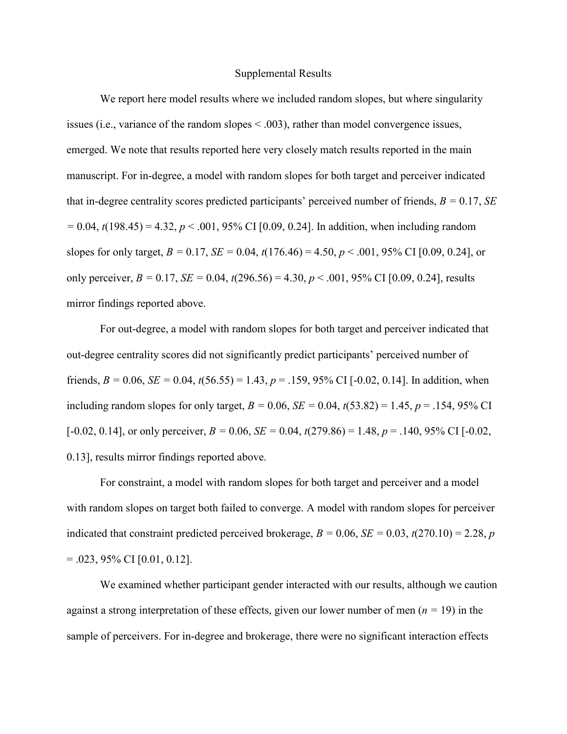# Supplemental Results

We report here model results where we included random slopes, but where singularity issues (i.e., variance of the random slopes $< .003$), rather than model convergence issues, emerged. We note that results reported here very closely match results reported in the main manuscript. For in-degree, a model with random slopes for both target and perceiver indicated that in-degree centrality scores predicted participants' perceived number of friends, $B = 0.17$, $SE = 0.04$, $t(198.45) = 4.32$, $p < .001$, 95% CI [0.09, 0.24]. In addition, when including random slopes for only target, $B = 0.17$, $SE = 0.04$, $t(176.46) = 4.50$, $p < .001$, 95% CI [0.09, 0.24], or only perceiver, $B = 0.17$, $SE = 0.04$, $t(296.56) = 4.30$, $p < .001$, 95% CI [0.09, 0.24], results mirror findings reported above.

For out-degree, a model with random slopes for both target and perceiver indicated that out-degree centrality scores did not significantly predict participants' perceived number of friends, $B = 0.06$, $SE = 0.04$, $t(56.55) = 1.43$, $p = .159$, 95% CI [-0.02, 0.14]. In addition, when including random slopes for only target, $B = 0.06$, $SE = 0.04$, $t(53.82) = 1.45$, $p = .154$, 95% CI [-0.02, 0.14], or only perceiver, $B = 0.06$, $SE = 0.04$, $t(279.86) = 1.48$, $p = .140$, 95% CI [-0.02, 0.13], results mirror findings reported above.

For constraint, a model with random slopes for both target and perceiver and a model with random slopes on target both failed to converge. A model with random slopes for perceiver indicated that constraint predicted perceived brokerage, $B = 0.06$, $SE = 0.03$, $t(270.10) = 2.28$, $p = .023$, 95% CI [0.01, 0.12].

We examined whether participant gender interacted with our results, although we caution against a strong interpretation of these effects, given our lower number of men ($n = 19$) in the sample of perceivers. For in-degree and brokerage, there were no significant interaction effects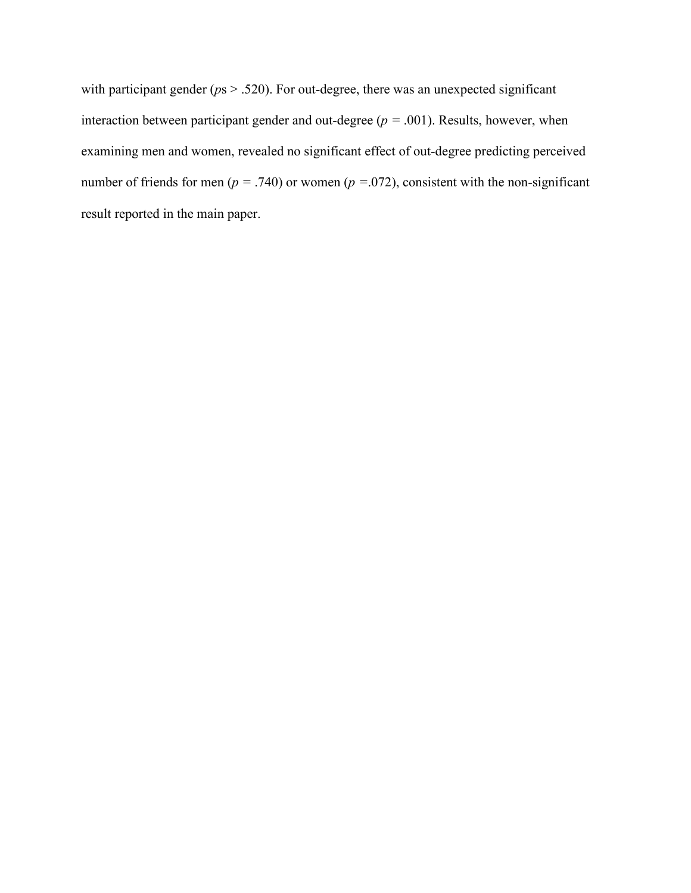with participant gender (*p*s $> .520$). For out-degree, there was an unexpected significant interaction between participant gender and out-degree ($p = .001$). Results, however, when examining men and women, revealed no significant effect of out-degree predicting perceived number of friends for men ($p = .740$) or women ($p = .072$), consistent with the non-significant result reported in the main paper.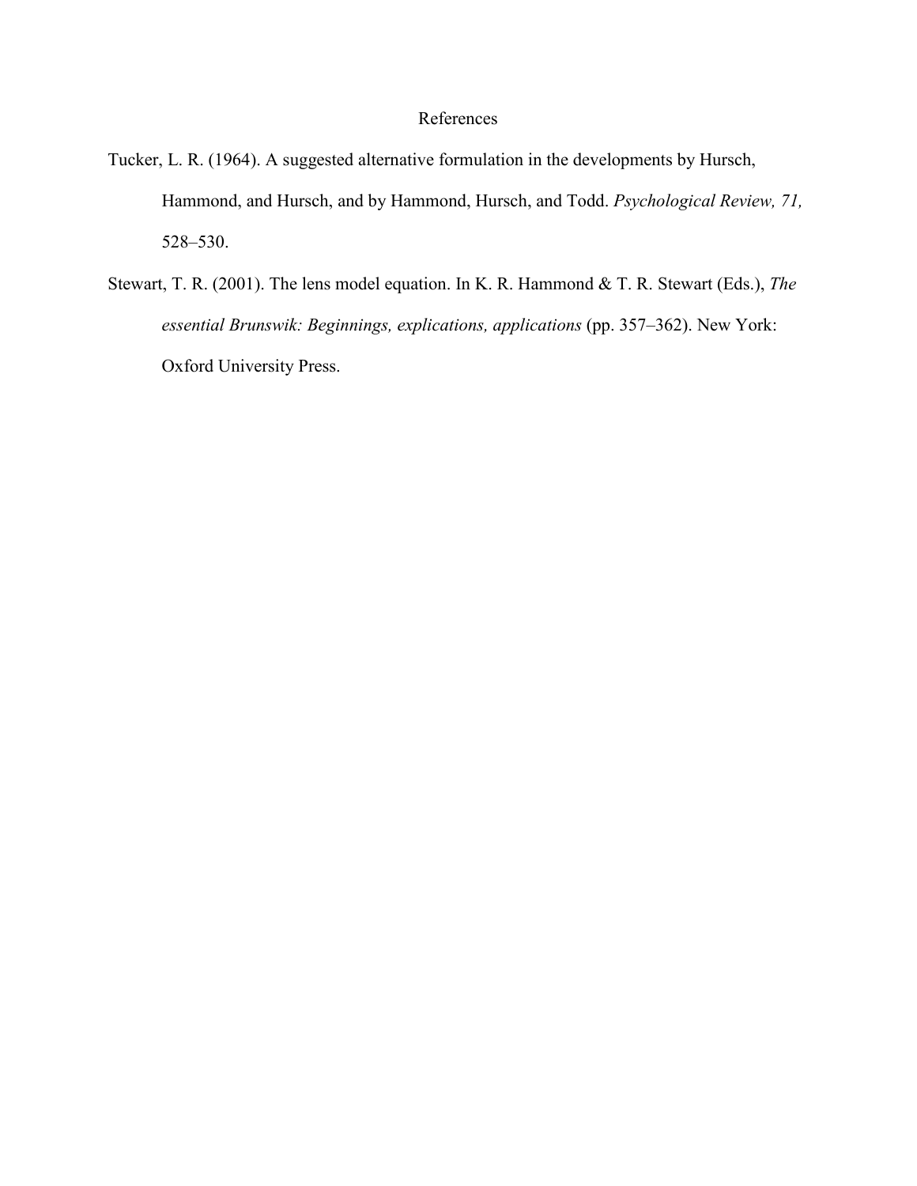# References

Tucker, L. R. (1964). A suggested alternative formulation in the developments by Hursch, Hammond, and Hursch, and by Hammond, Hursch, and Todd. *Psychological Review, 71,* 528–530.

Stewart, T. R. (2001). The lens model equation. In K. R. Hammond & T. R. Stewart (Eds.), *The essential Brunswik: Beginnings, explications, applications* (pp. 357–362). New York: Oxford University Press.